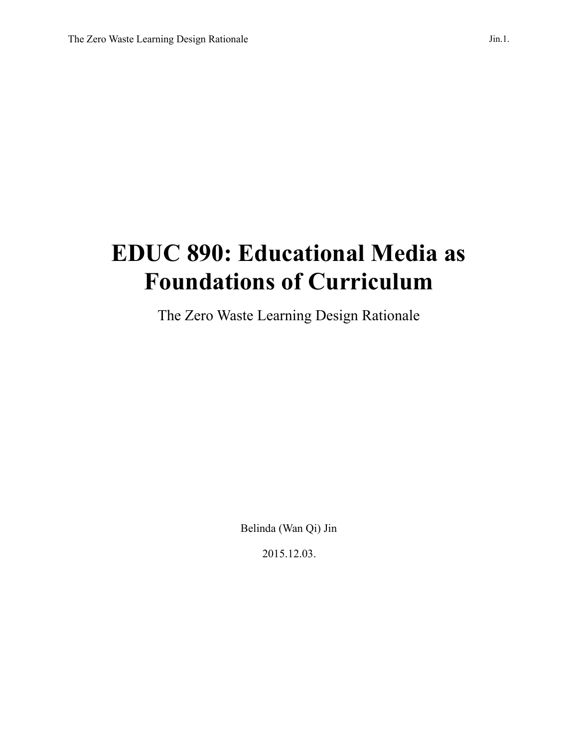# EDUC 890: Educational Media as Foundations of Curriculum

The Zero Waste Learning Design Rationale

Belinda (Wan Qi) Jin

2015.12.03.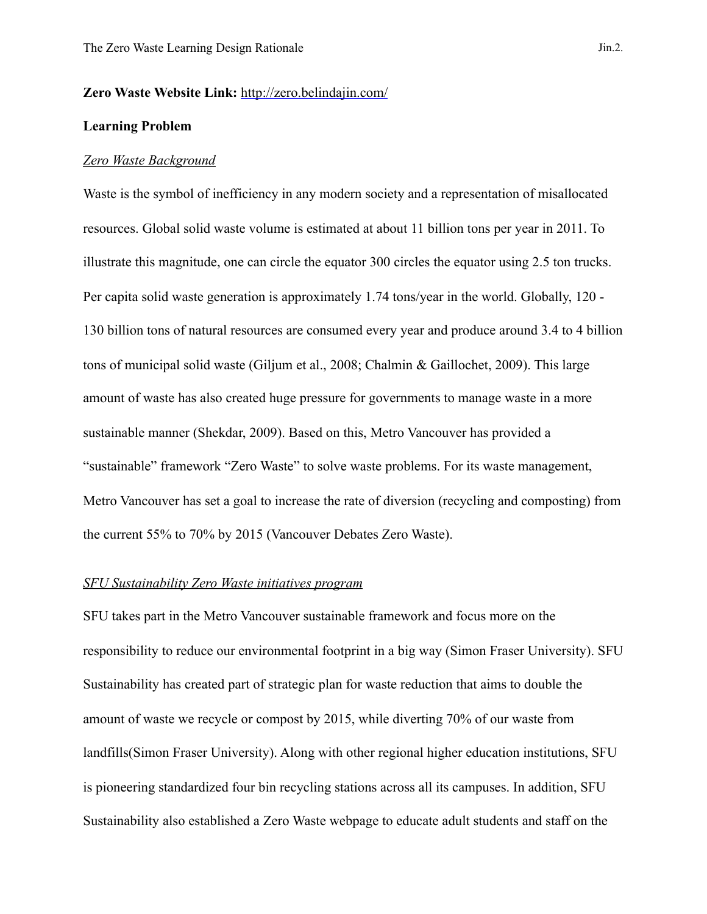**Zero Waste Website Link:** http://zero.belindajin.com/

**Learning Problem**

*Zero Waste Background*

Waste is the symbol of inefficiency in any modern society and a representation of misallocated resources. Global solid waste volume is estimated at about 11 billion tons per year in 2011. To illustrate this magnitude, one can circle the equator 300 circles the equator using 2.5 ton trucks. Per capita solid waste generation is approximately 1.74 tons/year in the world. Globally, 120 - 130 billion tons of natural resources are consumed every year and produce around 3.4 to 4 billion tons of municipal solid waste (Giljum et al., 2008; Chalmin & Gaillochet, 2009). This large amount of waste has also created huge pressure for governments to manage waste in a more sustainable manner (Shekdar, 2009). Based on this, Metro Vancouver has provided a "sustainable" framework "Zero Waste" to solve waste problems. For its waste management, Metro Vancouver has set a goal to increase the rate of diversion (recycling and composting) from the current 55% to 70% by 2015 (Vancouver Debates Zero Waste).

*SFU Sustainability Zero Waste initiatives program*

SFU takes part in the Metro Vancouver sustainable framework and focus more on the responsibility to reduce our environmental footprint in a big way (Simon Fraser University). SFU Sustainability has created part of strategic plan for waste reduction that aims to double the amount of waste we recycle or compost by 2015, while diverting 70% of our waste from landfills(Simon Fraser University). Along with other regional higher education institutions, SFU is pioneering standardized four bin recycling stations across all its campuses. In addition, SFU Sustainability also established a Zero Waste webpage to educate adult students and staff on the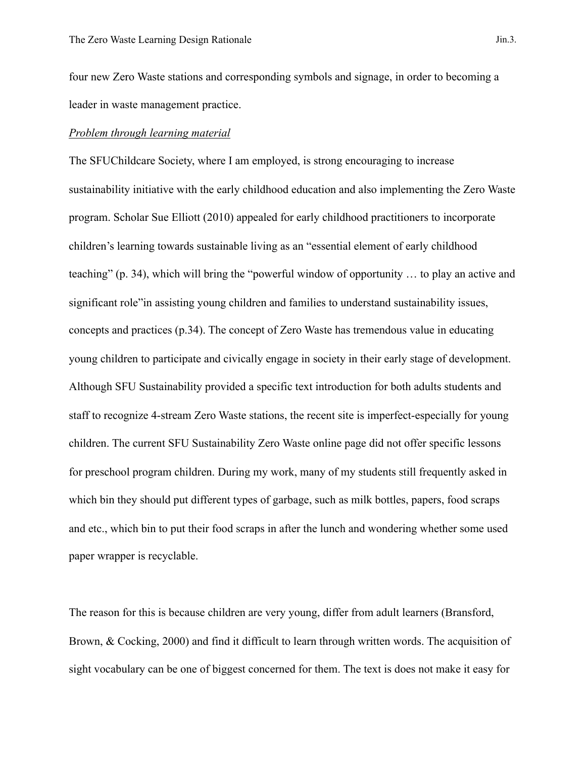four new Zero Waste stations and corresponding symbols and signage, in order to becoming a leader in waste management practice.

*Problem through learning material*

The SFUChildcare Society, where I am employed, is strong encouraging to increase sustainability initiative with the early childhood education and also implementing the Zero Waste program. Scholar Sue Elliott (2010) appealed for early childhood practitioners to incorporate children's learning towards sustainable living as an "essential element of early childhood teaching" (p. 34), which will bring the "powerful window of opportunity … to play an active and significant role"in assisting young children and families to understand sustainability issues, concepts and practices (p.34). The concept of Zero Waste has tremendous value in educating young children to participate and civically engage in society in their early stage of development. Although SFU Sustainability provided a specific text introduction for both adults students and staff to recognize 4-stream Zero Waste stations, the recent site is imperfect-especially for young children. The current SFU Sustainability Zero Waste online page did not offer specific lessons for preschool program children. During my work, many of my students still frequently asked in which bin they should put different types of garbage, such as milk bottles, papers, food scraps and etc., which bin to put their food scraps in after the lunch and wondering whether some used paper wrapper is recyclable.

The reason for this is because children are very young, differ from adult learners (Bransford, Brown, & Cocking, 2000) and find it difficult to learn through written words. The acquisition of sight vocabulary can be one of biggest concerned for them. The text is does not make it easy for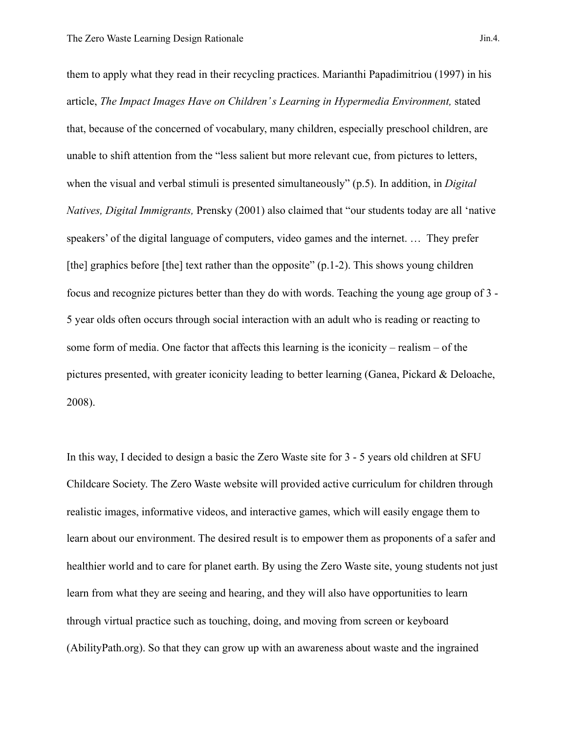them to apply what they read in their recycling practices. Marianthi Papadimitriou (1997) in his article, *The Impact Images Have on Children's Learning in Hypermedia Environment,* stated that, because of the concerned of vocabulary, many children, especially preschool children, are unable to shift attention from the "less salient but more relevant cue, from pictures to letters, when the visual and verbal stimuli is presented simultaneously" (p.5). In addition, in *Digital Natives, Digital Immigrants,* Prensky (2001) also claimed that "our students today are all 'native speakers' of the digital language of computers, video games and the internet. … They prefer [the] graphics before [the] text rather than the opposite" (p.1-2). This shows young children focus and recognize pictures better than they do with words. Teaching the young age group of 3 - 5 year olds often occurs through social interaction with an adult who is reading or reacting to some form of media. One factor that affects this learning is the iconicity – realism – of the pictures presented, with greater iconicity leading to better learning (Ganea, Pickard & Deloache, 2008).

In this way, I decided to design a basic the Zero Waste site for 3 - 5 years old children at SFU Childcare Society. The Zero Waste website will provided active curriculum for children through realistic images, informative videos, and interactive games, which will easily engage them to learn about our environment. The desired result is to empower them as proponents of a safer and healthier world and to care for planet earth. By using the Zero Waste site, young students not just learn from what they are seeing and hearing, and they will also have opportunities to learn through virtual practice such as touching, doing, and moving from screen or keyboard (AbilityPath.org). So that they can grow up with an awareness about waste and the ingrained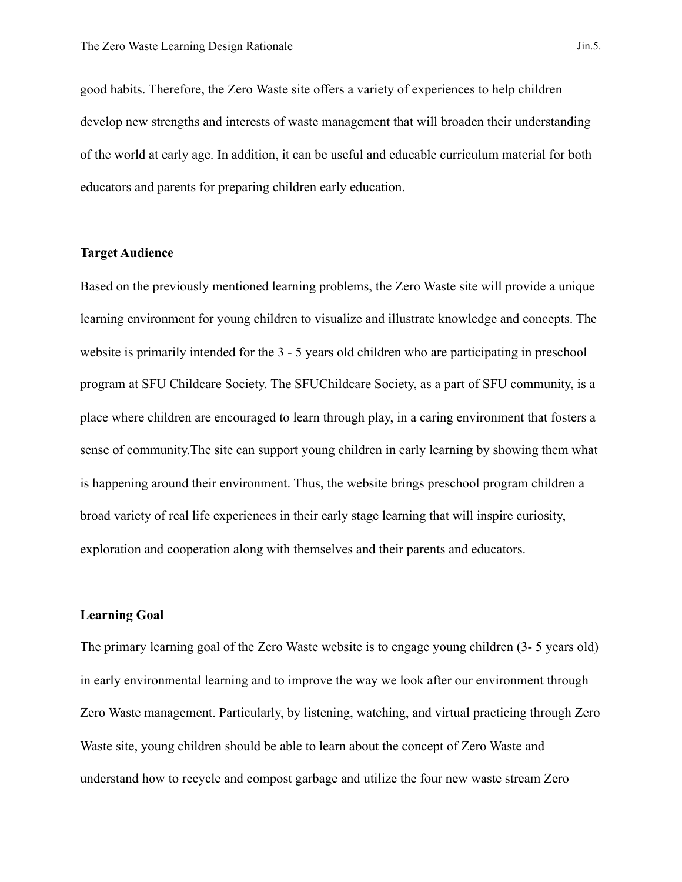good habits. Therefore, the Zero Waste site offers a variety of experiences to help children develop new strengths and interests of waste management that will broaden their understanding of the world at early age. In addition, it can be useful and educable curriculum material for both educators and parents for preparing children early education.

**Target Audience**

Based on the previously mentioned learning problems, the Zero Waste site will provide a unique learning environment for young children to visualize and illustrate knowledge and concepts. The website is primarily intended for the 3 - 5 years old children who are participating in preschool program at SFU Childcare Society. The SFUChildcare Society, as a part of SFU community, is a place where children are encouraged to learn through play, in a caring environment that fosters a sense of community.The site can support young children in early learning by showing them what is happening around their environment. Thus, the website brings preschool program children a broad variety of real life experiences in their early stage learning that will inspire curiosity, exploration and cooperation along with themselves and their parents and educators.

**Learning Goal**

The primary learning goal of the Zero Waste website is to engage young children (3- 5 years old) in early environmental learning and to improve the way we look after our environment through Zero Waste management. Particularly, by listening, watching, and virtual practicing through Zero Waste site, young children should be able to learn about the concept of Zero Waste and understand how to recycle and compost garbage and utilize the four new waste stream Zero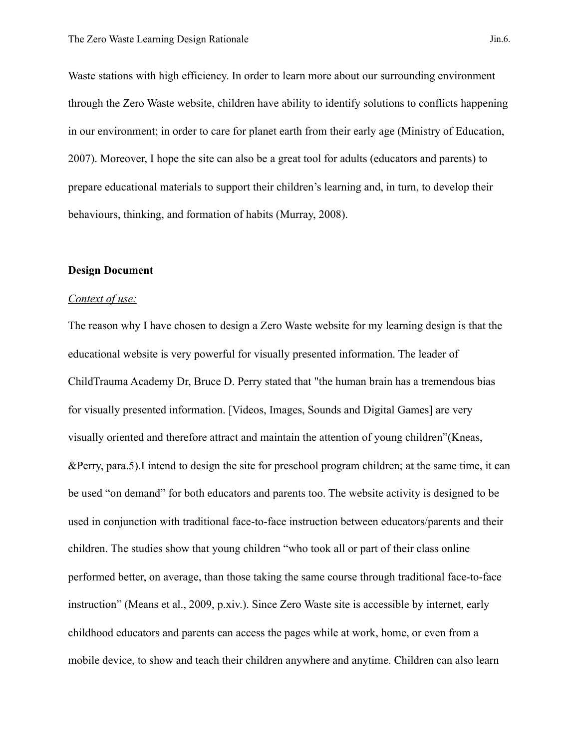Waste stations with high efficiency. In order to learn more about our surrounding environment through the Zero Waste website, children have ability to identify solutions to conflicts happening in our environment; in order to care for planet earth from their early age (Ministry of Education, 2007). Moreover, I hope the site can also be a great tool for adults (educators and parents) to prepare educational materials to support their children's learning and, in turn, to develop their behaviours, thinking, and formation of habits (Murray, 2008).

**Design Document**

<u>*Context of use:*</u>

The reason why I have chosen to design a Zero Waste website for my learning design is that the educational website is very powerful for visually presented information. The leader of ChildTrauma Academy Dr, Bruce D. Perry stated that "the human brain has a tremendous bias for visually presented information. [Videos, Images, Sounds and Digital Games] are very visually oriented and therefore attract and maintain the attention of young children"(Kneas, &Perry, para.5).I intend to design the site for preschool program children; at the same time, it can be used "on demand" for both educators and parents too. The website activity is designed to be used in conjunction with traditional face-to-face instruction between educators/parents and their children. The studies show that young children "who took all or part of their class online performed better, on average, than those taking the same course through traditional face-to-face instruction" (Means et al., 2009, p.xiv.). Since Zero Waste site is accessible by internet, early childhood educators and parents can access the pages while at work, home, or even from a mobile device, to show and teach their children anywhere and anytime. Children can also learn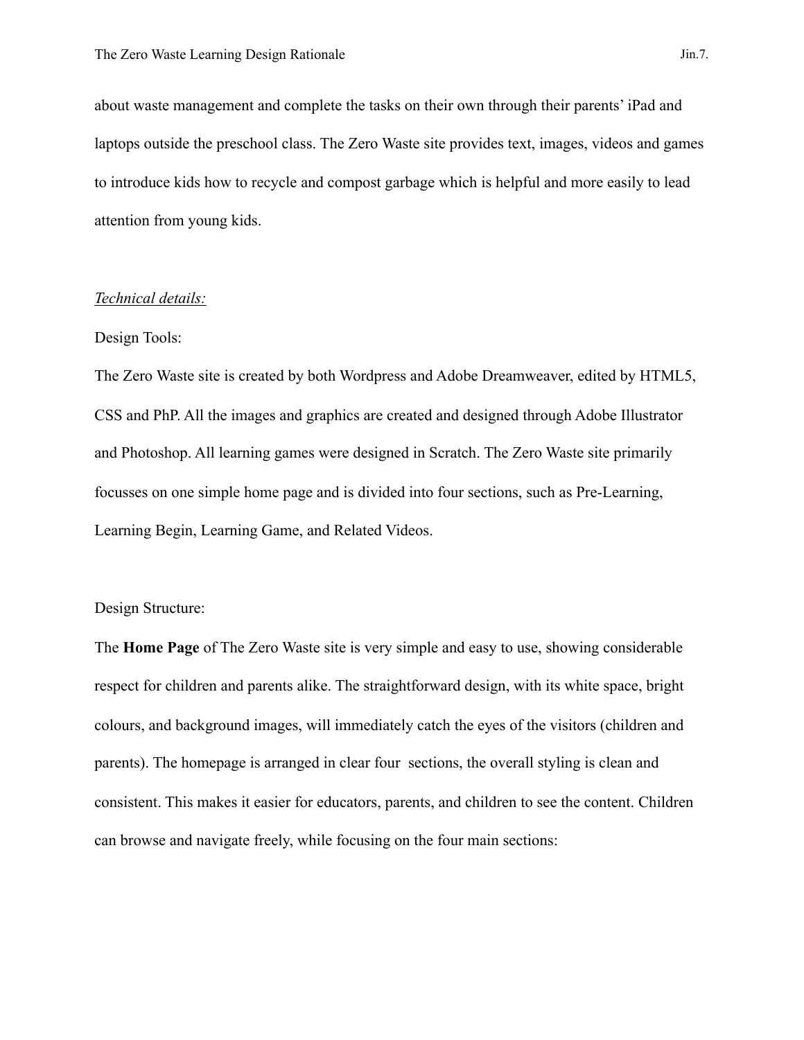about waste management and complete the tasks on their own through their parents' iPad and laptops outside the preschool class. The Zero Waste site provides text, images, videos and games to introduce kids how to recycle and compost garbage which is helpful and more easily to lead attention from young kids.

*Technical details:*

Design Tools:

The Zero Waste site is created by both Wordpress and Adobe Dreamweaver, edited by HTML5, CSS and PhP. All the images and graphics are created and designed through Adobe Illustrator and Photoshop. All learning games were designed in Scratch. The Zero Waste site primarily focusses on one simple home page and is divided into four sections, such as Pre-Learning, Learning Begin, Learning Game, and Related Videos.

Design Structure:

The **Home Page** of The Zero Waste site is very simple and easy to use, showing considerable respect for children and parents alike. The straightforward design, with its white space, bright colours, and background images, will immediately catch the eyes of the visitors (children and parents). The homepage is arranged in clear four sections, the overall styling is clean and consistent. This makes it easier for educators, parents, and children to see the content. Children can browse and navigate freely, while focusing on the four main sections: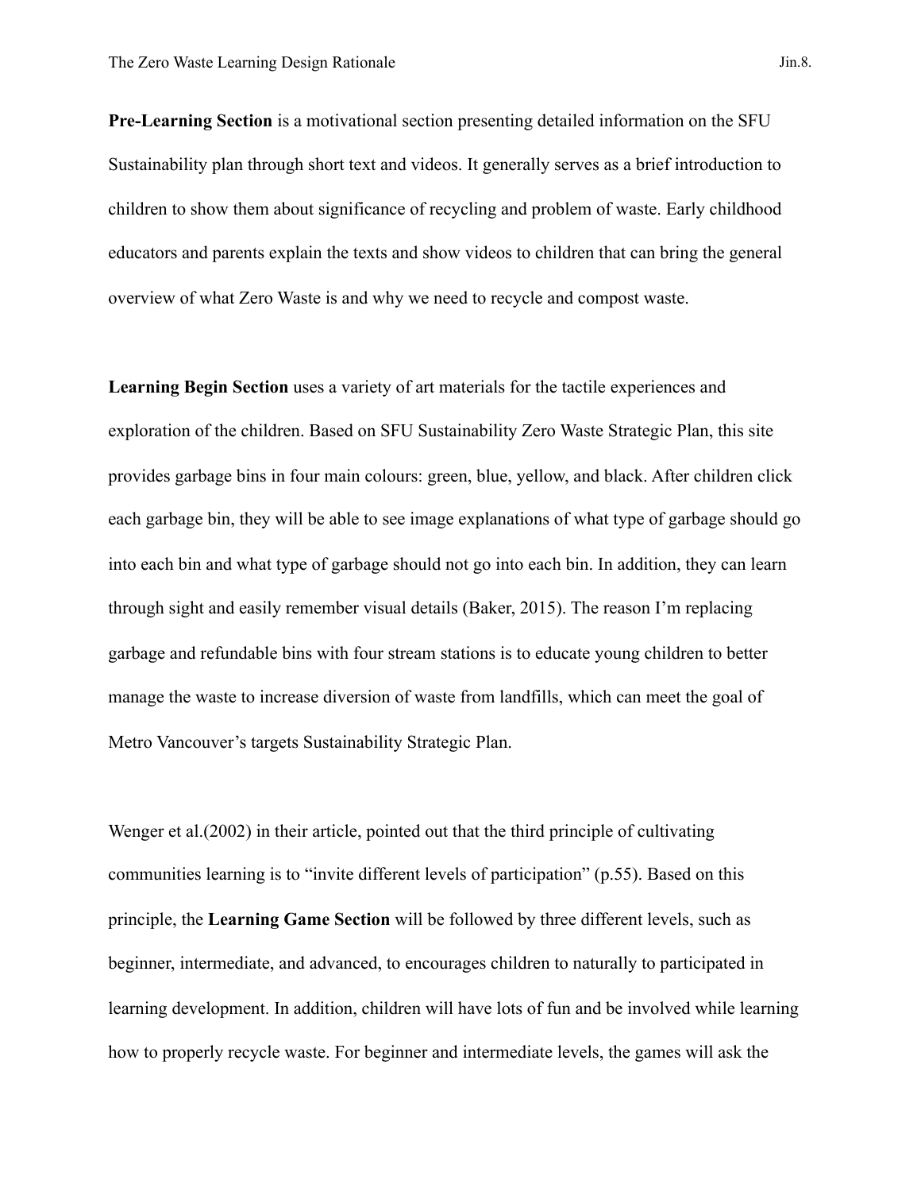**Pre-Learning Section** is a motivational section presenting detailed information on the SFU Sustainability plan through short text and videos. It generally serves as a brief introduction to children to show them about significance of recycling and problem of waste. Early childhood educators and parents explain the texts and show videos to children that can bring the general overview of what Zero Waste is and why we need to recycle and compost waste.

**Learning Begin Section** uses a variety of art materials for the tactile experiences and exploration of the children. Based on SFU Sustainability Zero Waste Strategic Plan, this site provides garbage bins in four main colours: green, blue, yellow, and black. After children click each garbage bin, they will be able to see image explanations of what type of garbage should go into each bin and what type of garbage should not go into each bin. In addition, they can learn through sight and easily remember visual details (Baker, 2015). The reason I'm replacing garbage and refundable bins with four stream stations is to educate young children to better manage the waste to increase diversion of waste from landfills, which can meet the goal of Metro Vancouver's targets Sustainability Strategic Plan.

Wenger et al.(2002) in their article, pointed out that the third principle of cultivating communities learning is to "invite different levels of participation" (p.55). Based on this principle, the **Learning Game Section** will be followed by three different levels, such as beginner, intermediate, and advanced, to encourages children to naturally to participated in learning development. In addition, children will have lots of fun and be involved while learning how to properly recycle waste. For beginner and intermediate levels, the games will ask the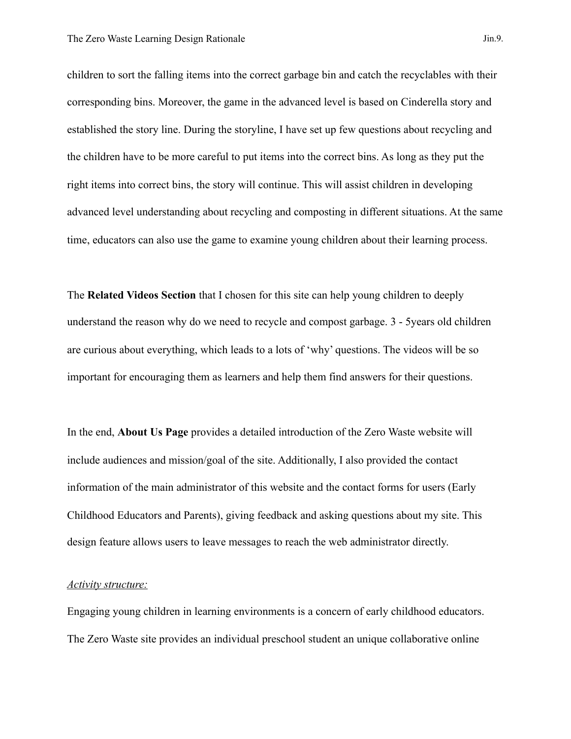children to sort the falling items into the correct garbage bin and catch the recyclables with their corresponding bins. Moreover, the game in the advanced level is based on Cinderella story and established the story line. During the storyline, I have set up few questions about recycling and the children have to be more careful to put items into the correct bins. As long as they put the right items into correct bins, the story will continue. This will assist children in developing advanced level understanding about recycling and composting in different situations. At the same time, educators can also use the game to examine young children about their learning process.

The **Related Videos Section** that I chosen for this site can help young children to deeply understand the reason why do we need to recycle and compost garbage. 3 - 5years old children are curious about everything, which leads to a lots of 'why' questions. The videos will be so important for encouraging them as learners and help them find answers for their questions.

In the end, **About Us Page** provides a detailed introduction of the Zero Waste website will include audiences and mission/goal of the site. Additionally, I also provided the contact information of the main administrator of this website and the contact forms for users (Early Childhood Educators and Parents), giving feedback and asking questions about my site. This design feature allows users to leave messages to reach the web administrator directly.

<u>*Activity structure:*</u>

Engaging young children in learning environments is a concern of early childhood educators. The Zero Waste site provides an individual preschool student an unique collaborative online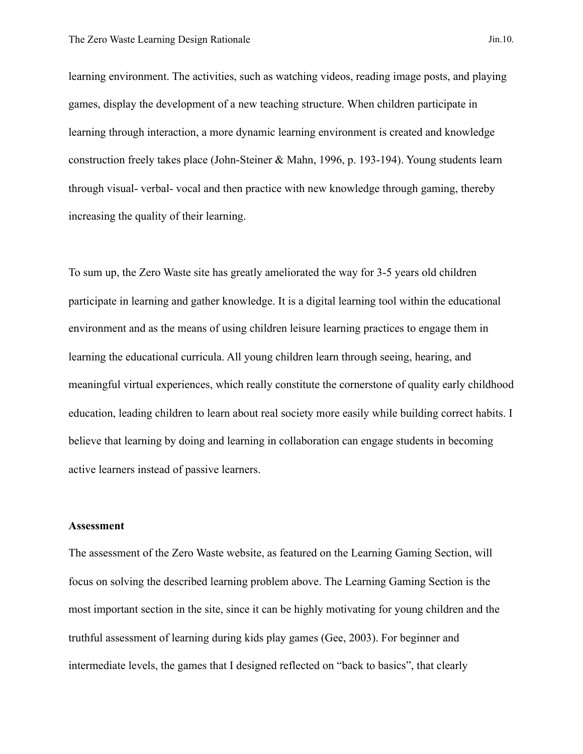learning environment. The activities, such as watching videos, reading image posts, and playing games, display the development of a new teaching structure. When children participate in learning through interaction, a more dynamic learning environment is created and knowledge construction freely takes place (John-Steiner & Mahn, 1996, p. 193-194). Young students learn through visual- verbal- vocal and then practice with new knowledge through gaming, thereby increasing the quality of their learning.

To sum up, the Zero Waste site has greatly ameliorated the way for 3-5 years old children participate in learning and gather knowledge. It is a digital learning tool within the educational environment and as the means of using children leisure learning practices to engage them in learning the educational curricula. All young children learn through seeing, hearing, and meaningful virtual experiences, which really constitute the cornerstone of quality early childhood education, leading children to learn about real society more easily while building correct habits. I believe that learning by doing and learning in collaboration can engage students in becoming active learners instead of passive learners.

**Assessment**

The assessment of the Zero Waste website, as featured on the Learning Gaming Section, will focus on solving the described learning problem above. The Learning Gaming Section is the most important section in the site, since it can be highly motivating for young children and the truthful assessment of learning during kids play games (Gee, 2003). For beginner and intermediate levels, the games that I designed reflected on "back to basics", that clearly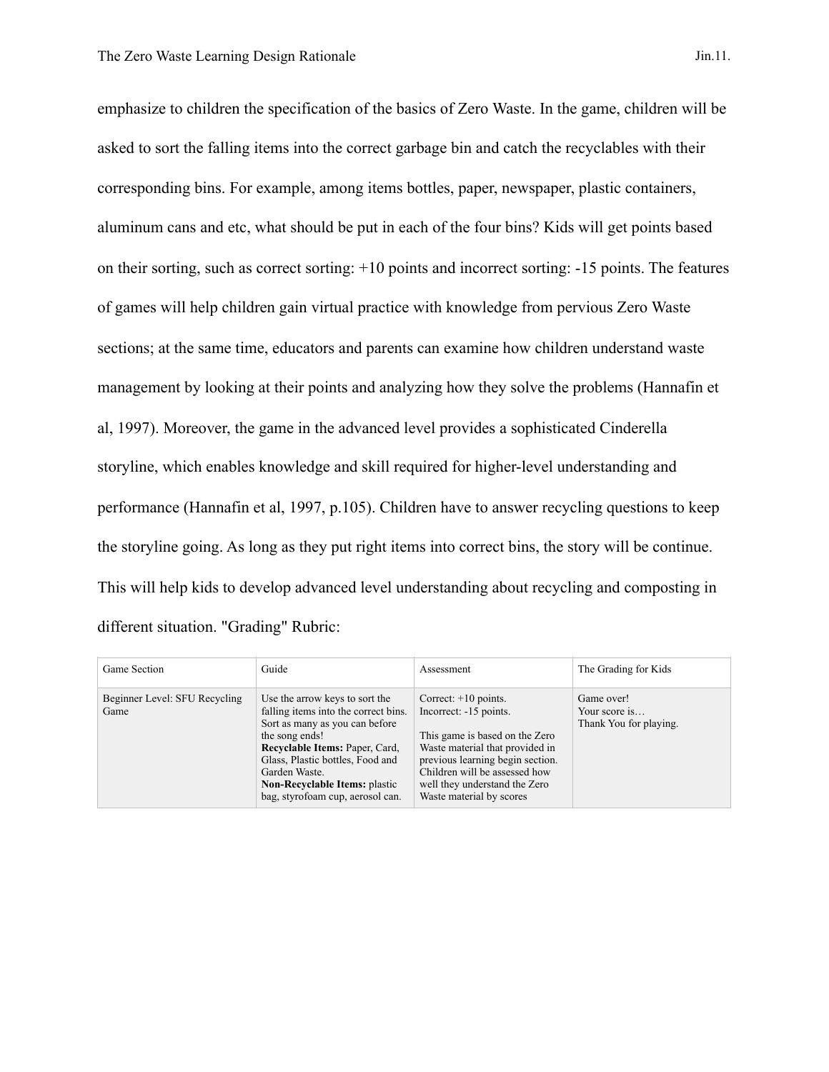emphasize to children the specification of the basics of Zero Waste. In the game, children will be asked to sort the falling items into the correct garbage bin and catch the recyclables with their corresponding bins. For example, among items bottles, paper, newspaper, plastic containers, aluminum cans and etc, what should be put in each of the four bins? Kids will get points based on their sorting, such as correct sorting: +10 points and incorrect sorting: -15 points. The features of games will help children gain virtual practice with knowledge from pervious Zero Waste sections; at the same time, educators and parents can examine how children understand waste management by looking at their points and analyzing how they solve the problems (Hannafin et al, 1997). Moreover, the game in the advanced level provides a sophisticated Cinderella storyline, which enables knowledge and skill required for higher-level understanding and performance (Hannafin et al, 1997, p.105). Children have to answer recycling questions to keep the storyline going. As long as they put right items into correct bins, the story will be continue. This will help kids to develop advanced level understanding about recycling and composting in different situation. "Grading" Rubric:

| Game Section | Guide | Assessment | The Grading for Kids |
|---|---|---|---|
| Beginner Level: SFU Recycling Game | Use the arrow keys to sort the falling items into the correct bins. Sort as many as you can before the song ends!<br>**Recyclable Items:** Paper, Card, Glass, Plastic bottles, Food and Garden Waste.<br>**Non-Recyclable Items:** plastic bag, styrofoam cup, aerosol can. | Correct: +10 points.<br>Incorrect: -15 points.<br><br>This game is based on the Zero Waste material that provided in previous learning begin section. Children will be assessed how well they understand the Zero Waste material by scores | Game over!<br>Your score is…<br>Thank You for playing. |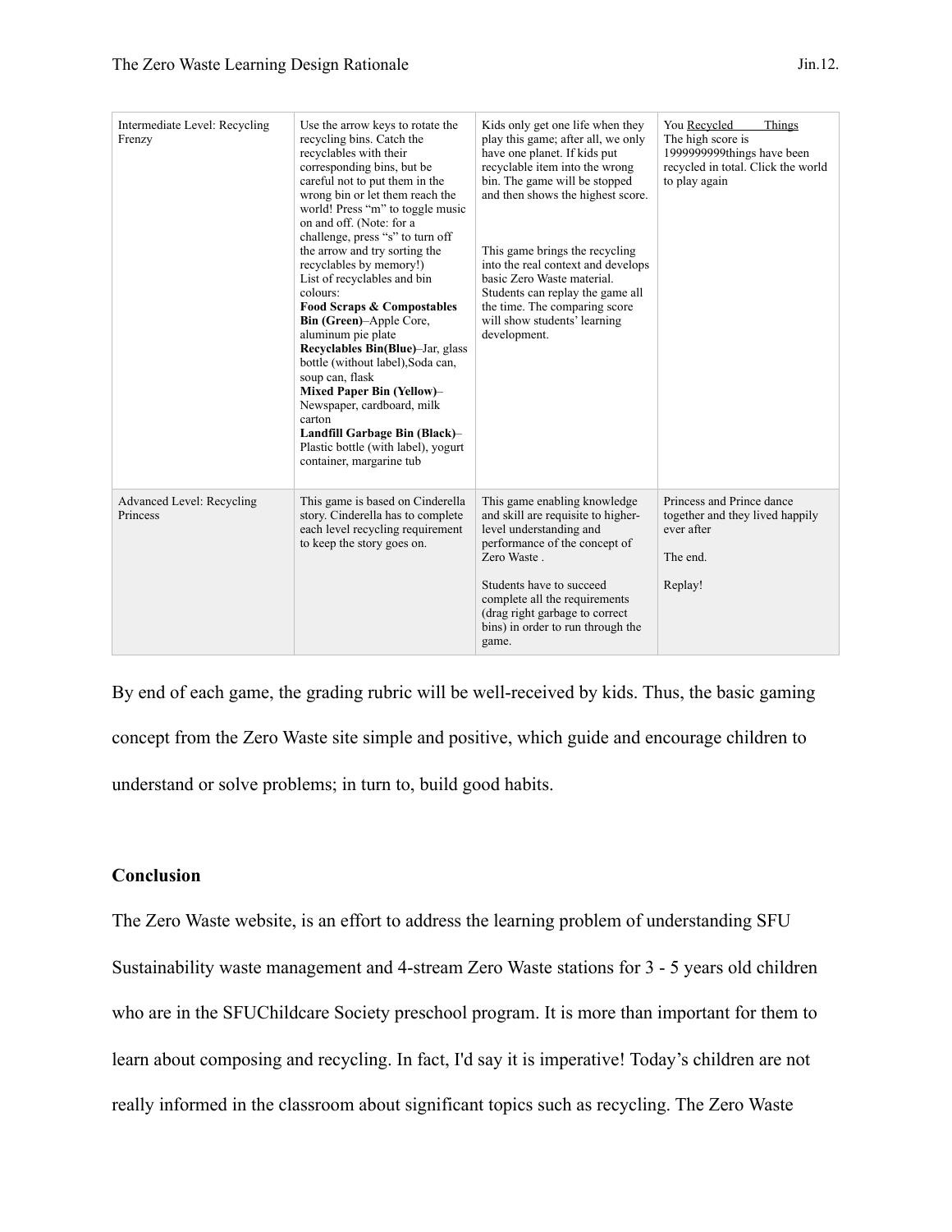| Intermediate Level: Recycling Frenzy | Use the arrow keys to rotate the recycling bins. Catch the recyclables with their corresponding bins, but be careful not to put them in the wrong bin or let them reach the world! Press "m" to toggle music on and off. (Note: for a challenge, press "s" to turn off the arrow and try sorting the recyclables by memory!)<br>List of recyclables and bin colours:<br>**Food Scraps & Compostables Bin (Green)**–Apple Core, aluminum pie plate<br>**Recyclables Bin(Blue)**–Jar, glass bottle (without label),Soda can, soup can, flask<br>**Mixed Paper Bin (Yellow)**–Newspaper, cardboard, milk carton<br>**Landfill Garbage Bin (Black)**–Plastic bottle (with label), yogurt container, margarine tub | Kids only get one life when they play this game; after all, we only have one planet. If kids put recyclable item into the wrong bin. The game will be stopped and then shows the highest score.<br><br>This game brings the recycling into the real context and develops basic Zero Waste material. Students can replay the game all the time. The comparing score will show students' learning development. | You Recycled \_\_\_\_ Things<br>The high score is 1999999999things have been recycled in total. Click the world to play again |
|---|---|---|---|
| Advanced Level: Recycling Princess | This game is based on Cinderella story. Cinderella has to complete each level recycling requirement to keep the story goes on. | This game enabling knowledge and skill are requisite to higher-level understanding and performance of the concept of Zero Waste .<br><br>Students have to succeed complete all the requirements (drag right garbage to correct bins) in order to run through the game. | Princess and Prince dance together and they lived happily ever after<br><br>The end.<br><br>Replay! |

By end of each game, the grading rubric will be well-received by kids. Thus, the basic gaming concept from the Zero Waste site simple and positive, which guide and encourage children to understand or solve problems; in turn to, build good habits.

## Conclusion

The Zero Waste website, is an effort to address the learning problem of understanding SFU Sustainability waste management and 4-stream Zero Waste stations for 3 - 5 years old children who are in the SFUChildcare Society preschool program. It is more than important for them to learn about composing and recycling. In fact, I'd say it is imperative! Today's children are not really informed in the classroom about significant topics such as recycling. The Zero Waste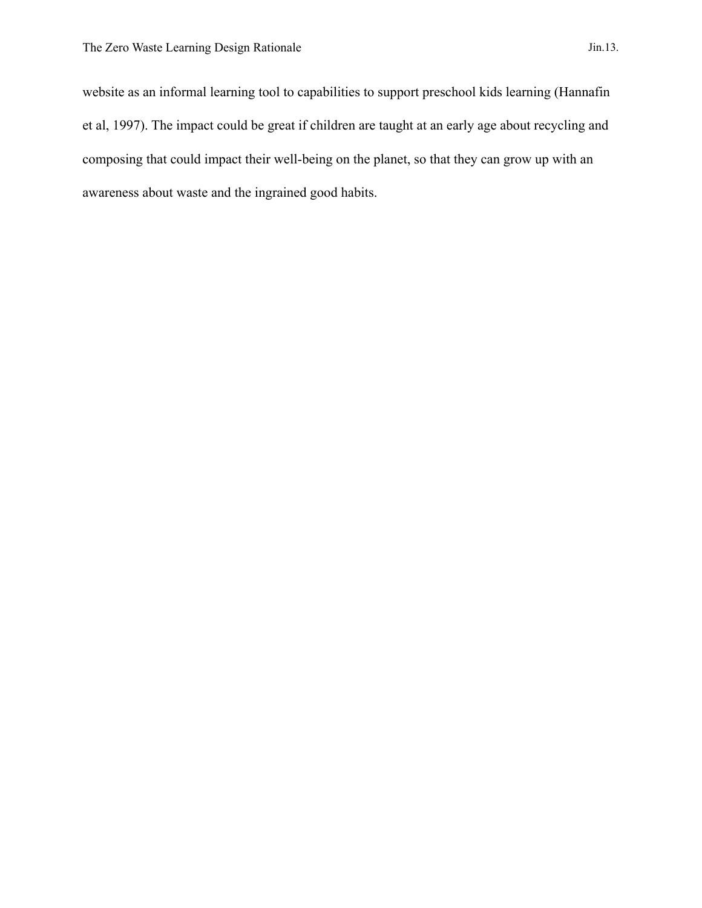website as an informal learning tool to capabilities to support preschool kids learning (Hannafin et al, 1997). The impact could be great if children are taught at an early age about recycling and composing that could impact their well-being on the planet, so that they can grow up with an awareness about waste and the ingrained good habits.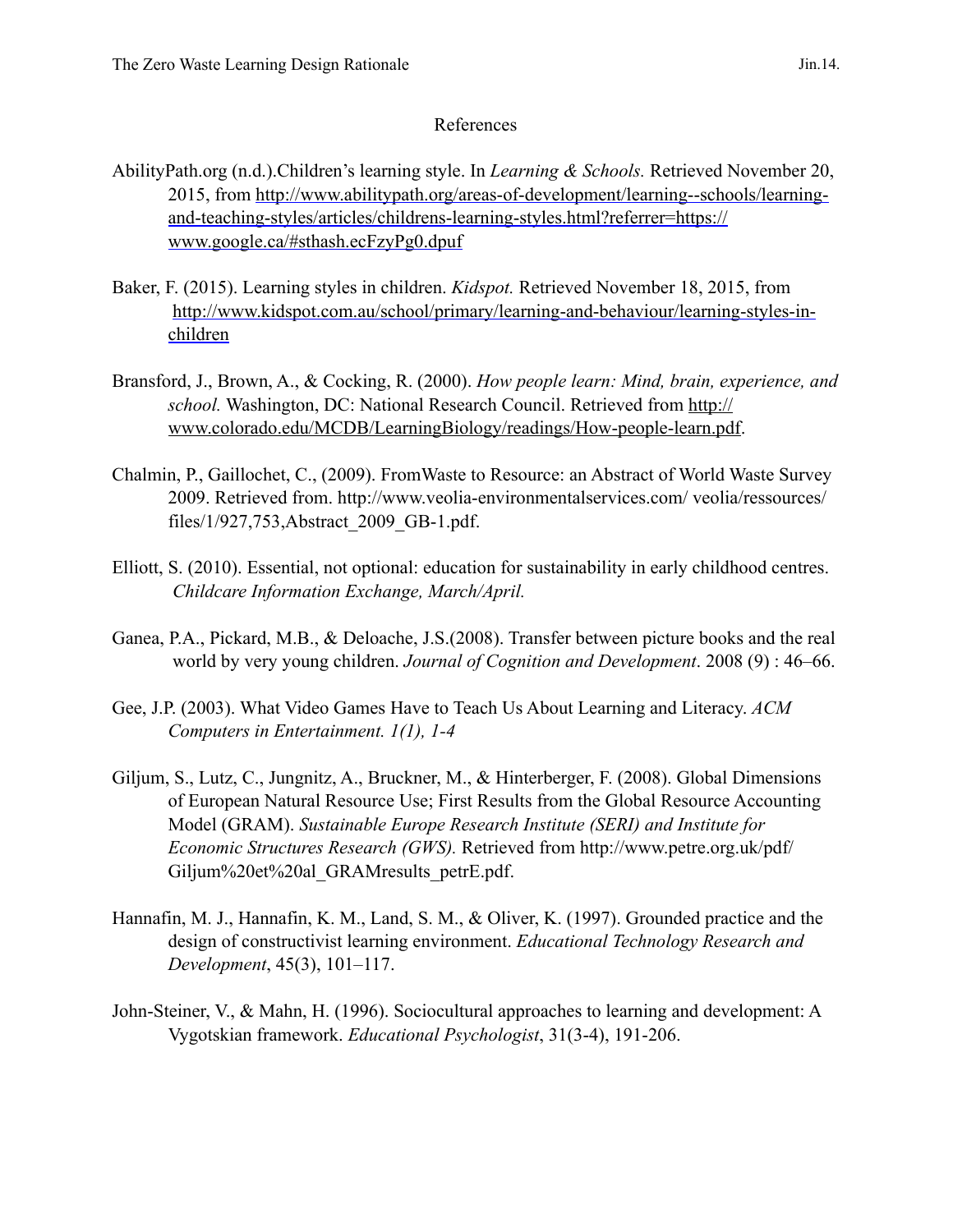## References

AbilityPath.org (n.d.).Children's learning style. In *Learning & Schools.* Retrieved November 20, 2015, from http://www.abilitypath.org/areas-of-development/learning--schools/learning-and-teaching-styles/articles/childrens-learning-styles.html?referrer=https://www.google.ca/#sthash.ecFzyPg0.dpuf

Baker, F. (2015). Learning styles in children. *Kidspot.* Retrieved November 18, 2015, from http://www.kidspot.com.au/school/primary/learning-and-behaviour/learning-styles-in-children

Bransford, J., Brown, A., & Cocking, R. (2000). *How people learn: Mind, brain, experience, and school.* Washington, DC: National Research Council. Retrieved from http://www.colorado.edu/MCDB/LearningBiology/readings/How-people-learn.pdf.

Chalmin, P., Gaillochet, C., (2009). FromWaste to Resource: an Abstract of World Waste Survey 2009. Retrieved from. http://www.veolia-environmentalservices.com/ veolia/ressources/files/1/927,753,Abstract_2009_GB-1.pdf.

Elliott, S. (2010). Essential, not optional: education for sustainability in early childhood centres. *Childcare Information Exchange, March/April.*

Ganea, P.A., Pickard, M.B., & Deloache, J.S.(2008). Transfer between picture books and the real world by very young children. *Journal of Cognition and Development*. 2008 (9) : 46–66.

Gee, J.P. (2003). What Video Games Have to Teach Us About Learning and Literacy. *ACM Computers in Entertainment. 1(1), 1-4*

Giljum, S., Lutz, C., Jungnitz, A., Bruckner, M., & Hinterberger, F. (2008). Global Dimensions of European Natural Resource Use; First Results from the Global Resource Accounting Model (GRAM). *Sustainable Europe Research Institute (SERI) and Institute for Economic Structures Research (GWS).* Retrieved from http://www.petre.org.uk/pdf/Giljum%20et%20al_GRAMresults_petrE.pdf.

Hannafin, M. J., Hannafin, K. M., Land, S. M., & Oliver, K. (1997). Grounded practice and the design of constructivist learning environment. *Educational Technology Research and Development*, 45(3), 101–117.

John-Steiner, V., & Mahn, H. (1996). Sociocultural approaches to learning and development: A Vygotskian framework. *Educational Psychologist*, 31(3-4), 191-206.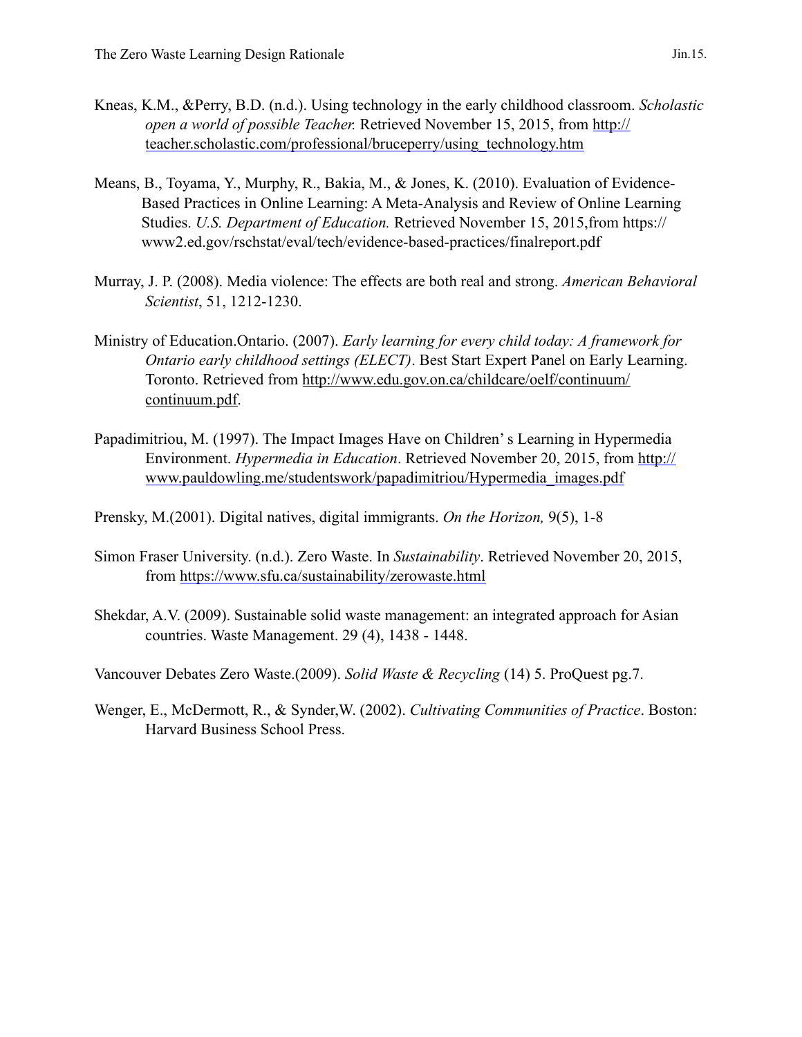Kneas, K.M., &Perry, B.D. (n.d.). Using technology in the early childhood classroom. *Scholastic open a world of possible Teacher.* Retrieved November 15, 2015, from http://teacher.scholastic.com/professional/bruceperry/using_technology.htm

Means, B., Toyama, Y., Murphy, R., Bakia, M., & Jones, K. (2010). Evaluation of Evidence-Based Practices in Online Learning: A Meta-Analysis and Review of Online Learning Studies. *U.S. Department of Education.* Retrieved November 15, 2015,from https://www2.ed.gov/rschstat/eval/tech/evidence-based-practices/finalreport.pdf

Murray, J. P. (2008). Media violence: The effects are both real and strong. *American Behavioral Scientist*, 51, 1212-1230.

Ministry of Education.Ontario. (2007). *Early learning for every child today: A framework for Ontario early childhood settings (ELECT)*. Best Start Expert Panel on Early Learning. Toronto. Retrieved from http://www.edu.gov.on.ca/childcare/oelf/continuum/continuum.pdf.

Papadimitriou, M. (1997). The Impact Images Have on Children' s Learning in Hypermedia Environment. *Hypermedia in Education*. Retrieved November 20, 2015, from http://www.pauldowling.me/studentswork/papadimitriou/Hypermedia_images.pdf

Prensky, M.(2001). Digital natives, digital immigrants. *On the Horizon,* 9(5), 1-8

Simon Fraser University. (n.d.). Zero Waste. In *Sustainability*. Retrieved November 20, 2015, from https://www.sfu.ca/sustainability/zerowaste.html

Shekdar, A.V. (2009). Sustainable solid waste management: an integrated approach for Asian countries. Waste Management. 29 (4), 1438 - 1448.

Vancouver Debates Zero Waste.(2009). *Solid Waste & Recycling* (14) 5. ProQuest pg.7.

Wenger, E., McDermott, R., & Synder,W. (2002). *Cultivating Communities of Practice*. Boston: Harvard Business School Press.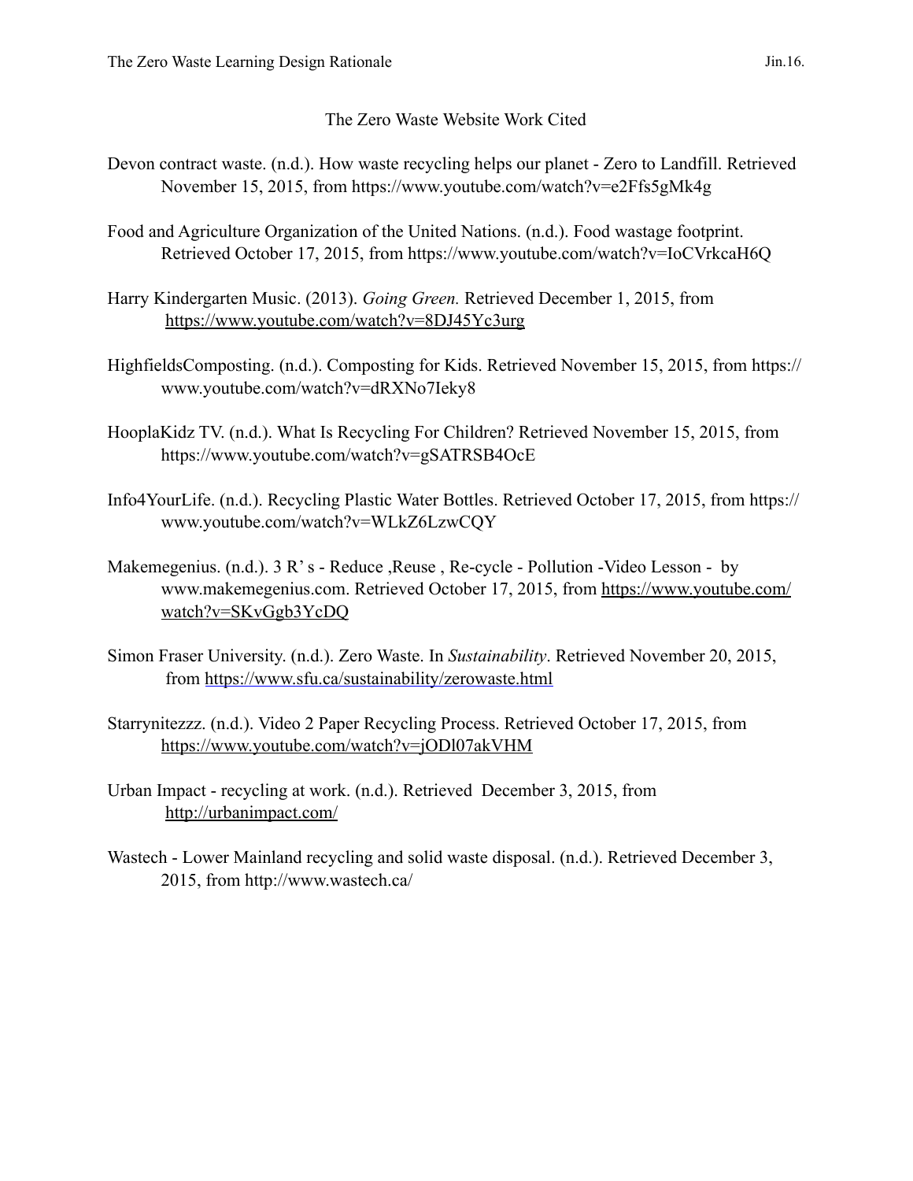## The Zero Waste Website Work Cited

Devon contract waste. (n.d.). How waste recycling helps our planet - Zero to Landfill. Retrieved November 15, 2015, from https://www.youtube.com/watch?v=e2Ffs5gMk4g

Food and Agriculture Organization of the United Nations. (n.d.). Food wastage footprint. Retrieved October 17, 2015, from https://www.youtube.com/watch?v=IoCVrkcaH6Q

Harry Kindergarten Music. (2013). *Going Green.* Retrieved December 1, 2015, from https://www.youtube.com/watch?v=8DJ45Yc3urg

HighfieldsComposting. (n.d.). Composting for Kids. Retrieved November 15, 2015, from https://www.youtube.com/watch?v=dRXNo7Ieky8

HooplaKidz TV. (n.d.). What Is Recycling For Children? Retrieved November 15, 2015, from https://www.youtube.com/watch?v=gSATRSB4OcE

Info4YourLife. (n.d.). Recycling Plastic Water Bottles. Retrieved October 17, 2015, from https://www.youtube.com/watch?v=WLkZ6LzwCQY

Makemegenius. (n.d.). 3 R' s - Reduce ,Reuse , Re-cycle - Pollution -Video Lesson - by www.makemegenius.com. Retrieved October 17, 2015, from https://www.youtube.com/watch?v=SKvGgb3YcDQ

Simon Fraser University. (n.d.). Zero Waste. In *Sustainability*. Retrieved November 20, 2015, from https://www.sfu.ca/sustainability/zerowaste.html

Starrynitezzz. (n.d.). Video 2 Paper Recycling Process. Retrieved October 17, 2015, from https://www.youtube.com/watch?v=jODl07akVHM

Urban Impact - recycling at work. (n.d.). Retrieved December 3, 2015, from http://urbanimpact.com/

Wastech - Lower Mainland recycling and solid waste disposal. (n.d.). Retrieved December 3, 2015, from http://www.wastech.ca/